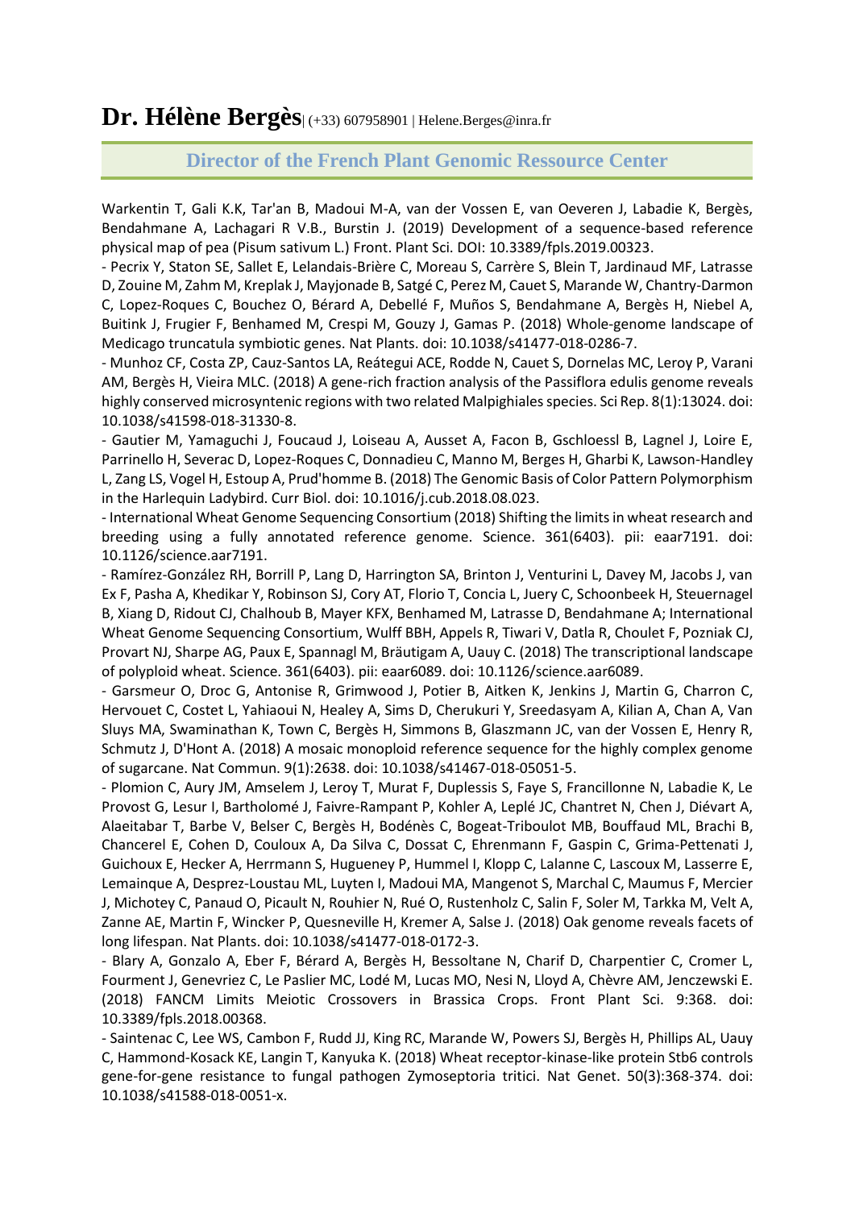# Dr. Hélène Bergès| (+33) 607958901 | Helene.Berges@inra.fr

## Director of the French Plant Genomic Ressource Center

Warkentin T, Gali K.K, Tar'an B, Madoui M-A, van der Vossen E, van Oeveren J, Labadie K, Bergès, Bendahmane A, Lachagari R V.B., Burstin J. (2019) Development of a sequence-based reference physical map of pea (Pisum sativum L.) Front. Plant Sci. DOI: 10.3389/fpls.2019.00323.

- Pecrix Y, Staton SE, Sallet E, Lelandais-Brière C, Moreau S, Carrère S, Blein T, Jardinaud MF, Latrasse D, Zouine M, Zahm M, Kreplak J, Mayjonade B, Satgé C, Perez M, Cauet S, Marande W, Chantry-Darmon C, Lopez-Roques C, Bouchez O, Bérard A, Debellé F, Muños S, Bendahmane A, Bergès H, Niebel A, Buitink J, Frugier F, Benhamed M, Crespi M, Gouzy J, Gamas P. (2018) Whole-genome landscape of Medicago truncatula symbiotic genes. Nat Plants. doi: 10.1038/s41477-018-0286-7.
- Munhoz CF, Costa ZP, Cauz-Santos LA, Reátegui ACE, Rodde N, Cauet S, Dornelas MC, Leroy P, Varani AM, Bergès H, Vieira MLC. (2018) A gene-rich fraction analysis of the Passiflora edulis genome reveals highly conserved microsyntenic regions with two related Malpighiales species. Sci Rep. 8(1):13024. doi: 10.1038/s41598-018-31330-8.
- Gautier M, Yamaguchi J, Foucaud J, Loiseau A, Ausset A, Facon B, Gschloessl B, Lagnel J, Loire E, Parrinello H, Severac D, Lopez-Roques C, Donnadieu C, Manno M, Berges H, Gharbi K, Lawson-Handley L, Zang LS, Vogel H, Estoup A, Prud'homme B. (2018) The Genomic Basis of Color Pattern Polymorphism in the Harlequin Ladybird. Curr Biol. doi: 10.1016/j.cub.2018.08.023.
- International Wheat Genome Sequencing Consortium (2018) Shifting the limits in wheat research and breeding using a fully annotated reference genome. Science. 361(6403). pii: eaar7191. doi: 10.1126/science.aar7191.
- Ramírez-González RH, Borrill P, Lang D, Harrington SA, Brinton J, Venturini L, Davey M, Jacobs J, van Ex F, Pasha A, Khedikar Y, Robinson SJ, Cory AT, Florio T, Concia L, Juery C, Schoonbeek H, Steuernagel B, Xiang D, Ridout CJ, Chalhoub B, Mayer KFX, Benhamed M, Latrasse D, Bendahmane A; International Wheat Genome Sequencing Consortium, Wulff BBH, Appels R, Tiwari V, Datla R, Choulet F, Pozniak CJ, Provart NJ, Sharpe AG, Paux E, Spannagl M, Bräutigam A, Uauy C. (2018) The transcriptional landscape of polyploid wheat. Science. 361(6403). pii: eaar6089. doi: 10.1126/science.aar6089.
- Garsmeur O, Droc G, Antonise R, Grimwood J, Potier B, Aitken K, Jenkins J, Martin G, Charron C, Hervouet C, Costet L, Yahiaoui N, Healey A, Sims D, Cherukuri Y, Sreedasyam A, Kilian A, Chan A, Van Sluys MA, Swaminathan K, Town C, Bergès H, Simmons B, Glaszmann JC, van der Vossen E, Henry R, Schmutz J, D'Hont A. (2018) A mosaic monoploid reference sequence for the highly complex genome of sugarcane. Nat Commun. 9(1):2638. doi: 10.1038/s41467-018-05051-5.
- Plomion C, Aury JM, Amselem J, Leroy T, Murat F, Duplessis S, Faye S, Francillonne N, Labadie K, Le Provost G, Lesur I, Bartholomé J, Faivre-Rampant P, Kohler A, Leplé JC, Chantret N, Chen J, Diévart A, Alaeitabar T, Barbe V, Belser C, Bergès H, Bodénès C, Bogeat-Triboulot MB, Bouffaud ML, Brachi B, Chancerel E, Cohen D, Couloux A, Da Silva C, Dossat C, Ehrenmann F, Gaspin C, Grima-Pettenati J, Guichoux E, Hecker A, Herrmann S, Hugueney P, Hummel I, Klopp C, Lalanne C, Lascoux M, Lasserre E, Lemainque A, Desprez-Loustau ML, Luyten I, Madoui MA, Mangenot S, Marchal C, Maumus F, Mercier J, Michotey C, Panaud O, Picault N, Rouhier N, Rué O, Rustenholz C, Salin F, Soler M, Tarkka M, Velt A, Zanne AE, Martin F, Wincker P, Quesneville H, Kremer A, Salse J. (2018) Oak genome reveals facets of long lifespan. Nat Plants. doi: 10.1038/s41477-018-0172-3.
- Blary A, Gonzalo A, Eber F, Bérard A, Bergès H, Bessoltane N, Charif D, Charpentier C, Cromer L, Fourment J, Genevriez C, Le Paslier MC, Lodé M, Lucas MO, Nesi N, Lloyd A, Chèvre AM, Jenczewski E. (2018) FANCM Limits Meiotic Crossovers in Brassica Crops. Front Plant Sci. 9:368. doi: 10.3389/fpls.2018.00368.
- Saintenac C, Lee WS, Cambon F, Rudd JJ, King RC, Marande W, Powers SJ, Bergès H, Phillips AL, Uauy C, Hammond-Kosack KE, Langin T, Kanyuka K. (2018) Wheat receptor-kinase-like protein Stb6 controls gene-for-gene resistance to fungal pathogen Zymoseptoria tritici. Nat Genet. 50(3):368-374. doi: 10.1038/s41588-018-0051-x.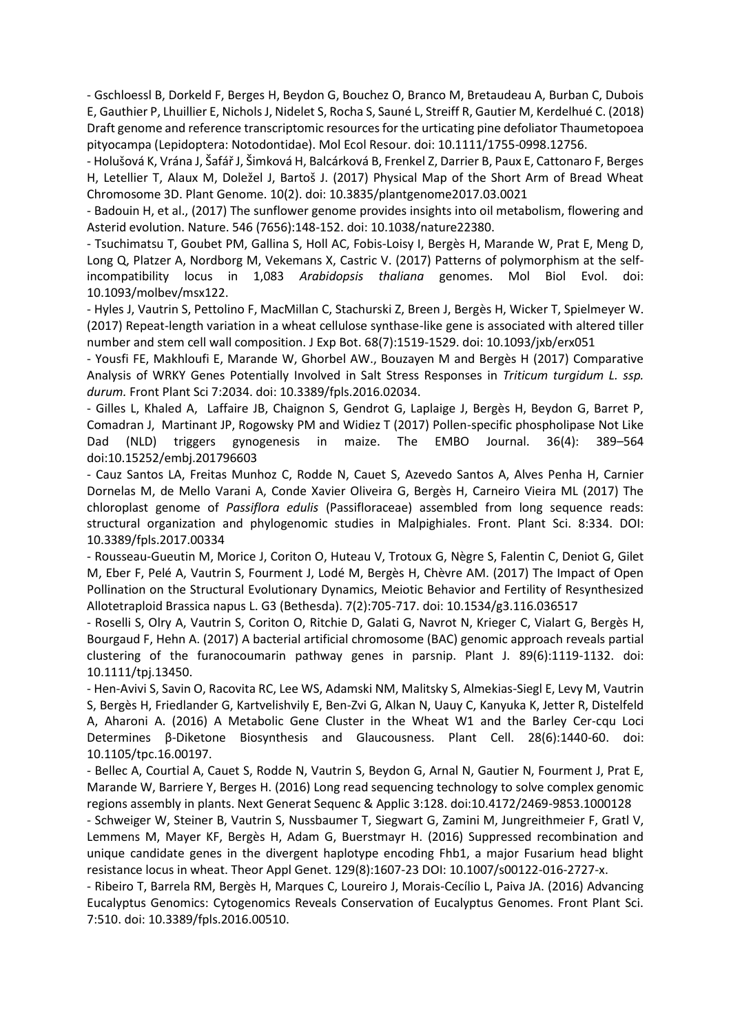- Gschloessl B, Dorkeld F, Berges H, Beydon G, Bouchez O, Branco M, Bretaudeau A, Burban C, Dubois E, Gauthier P, Lhuillier E, Nichols J, Nidelet S, Rocha S, Sauné L, Streiff R, Gautier M, Kerdelhué C. (2018) Draft genome and reference transcriptomic resources for the urticating pine defoliator Thaumetopoea pityocampa (Lepidoptera: Notodontidae). Mol Ecol Resour. doi: 10.1111/1755-0998.12756.

- Holušová K, Vrána J, Šafář J, Šimková H, Balcárková B, Frenkel Z, Darrier B, Paux E, Cattonaro F, Berges H, Letellier T, Alaux M, Doležel J, Bartoš J. (2017) Physical Map of the Short Arm of Bread Wheat Chromosome 3D. Plant Genome. 10(2). doi: 10.3835/plantgenome2017.03.0021

- Badouin H, et al., (2017) The sunflower genome provides insights into oil metabolism, flowering and Asterid evolution. Nature. 546 (7656):148-152. doi: 10.1038/nature22380.

- Tsuchimatsu T, Goubet PM, Gallina S, Holl AC, Fobis-Loisy I, Bergès H, Marande W, Prat E, Meng D, Long Q, Platzer A, Nordborg M, Vekemans X, Castric V. (2017) Patterns of polymorphism at the self-incompatibility locus in 1,083 *Arabidopsis thaliana* genomes. Mol Biol Evol. doi: 10.1093/molbev/msx122.

- Hyles J, Vautrin S, Pettolino F, MacMillan C, Stachurski Z, Breen J, Bergès H, Wicker T, Spielmeyer W. (2017) Repeat-length variation in a wheat cellulose synthase-like gene is associated with altered tiller number and stem cell wall composition. J Exp Bot. 68(7):1519-1529. doi: 10.1093/jxb/erx051

- Yousfi FE, Makhloufi E, Marande W, Ghorbel AW., Bouzayen M and Bergès H (2017) Comparative Analysis of WRKY Genes Potentially Involved in Salt Stress Responses in *Triticum turgidum L. ssp. durum.* Front Plant Sci 7:2034. doi: 10.3389/fpls.2016.02034.

- Gilles L, Khaled A, Laffaire JB, Chaignon S, Gendrot G, Laplaige J, Bergès H, Beydon G, Barret P, Comadran J, Martinant JP, Rogowsky PM and Widiez T (2017) Pollen-specific phospholipase Not Like Dad (NLD) triggers gynogenesis in maize. The EMBO Journal. 36(4): 389–564 doi:10.15252/embj.201796603

- Cauz Santos LA, Freitas Munhoz C, Rodde N, Cauet S, Azevedo Santos A, Alves Penha H, Carnier Dornelas M, de Mello Varani A, Conde Xavier Oliveira G, Bergès H, Carneiro Vieira ML (2017) The chloroplast genome of *Passiflora edulis* (Passifloraceae) assembled from long sequence reads: structural organization and phylogenomic studies in Malpighiales. Front. Plant Sci. 8:334. DOI: 10.3389/fpls.2017.00334

- Rousseau-Gueutin M, Morice J, Coriton O, Huteau V, Trotoux G, Nègre S, Falentin C, Deniot G, Gilet M, Eber F, Pelé A, Vautrin S, Fourment J, Lodé M, Bergès H, Chèvre AM. (2017) The Impact of Open Pollination on the Structural Evolutionary Dynamics, Meiotic Behavior and Fertility of Resynthesized Allotetraploid Brassica napus L. G3 (Bethesda). 7(2):705-717. doi: 10.1534/g3.116.036517

- Roselli S, Olry A, Vautrin S, Coriton O, Ritchie D, Galati G, Navrot N, Krieger C, Vialart G, Bergès H, Bourgaud F, Hehn A. (2017) A bacterial artificial chromosome (BAC) genomic approach reveals partial clustering of the furanocoumarin pathway genes in parsnip. Plant J. 89(6):1119-1132. doi: 10.1111/tpj.13450.

- Hen-Avivi S, Savin O, Racovita RC, Lee WS, Adamski NM, Malitsky S, Almekias-Siegl E, Levy M, Vautrin S, Bergès H, Friedlander G, Kartvelishvily E, Ben-Zvi G, Alkan N, Uauy C, Kanyuka K, Jetter R, Distelfeld A, Aharoni A. (2016) A Metabolic Gene Cluster in the Wheat W1 and the Barley Cer-cqu Loci Determines β-Diketone Biosynthesis and Glaucousness. Plant Cell. 28(6):1440-60. doi: 10.1105/tpc.16.00197.

- Bellec A, Courtial A, Cauet S, Rodde N, Vautrin S, Beydon G, Arnal N, Gautier N, Fourment J, Prat E, Marande W, Barriere Y, Berges H. (2016) Long read sequencing technology to solve complex genomic regions assembly in plants. Next Generat Sequenc & Applic 3:128. doi:10.4172/2469-9853.1000128

- Schweiger W, Steiner B, Vautrin S, Nussbaumer T, Siegwart G, Zamini M, Jungreithmeier F, Gratl V, Lemmens M, Mayer KF, Bergès H, Adam G, Buerstmayr H. (2016) Suppressed recombination and unique candidate genes in the divergent haplotype encoding Fhb1, a major Fusarium head blight resistance locus in wheat. Theor Appl Genet. 129(8):1607-23 DOI: 10.1007/s00122-016-2727-x.

- Ribeiro T, Barrela RM, Bergès H, Marques C, Loureiro J, Morais-Cecílio L, Paiva JA. (2016) Advancing Eucalyptus Genomics: Cytogenomics Reveals Conservation of Eucalyptus Genomes. Front Plant Sci. 7:510. doi: 10.3389/fpls.2016.00510.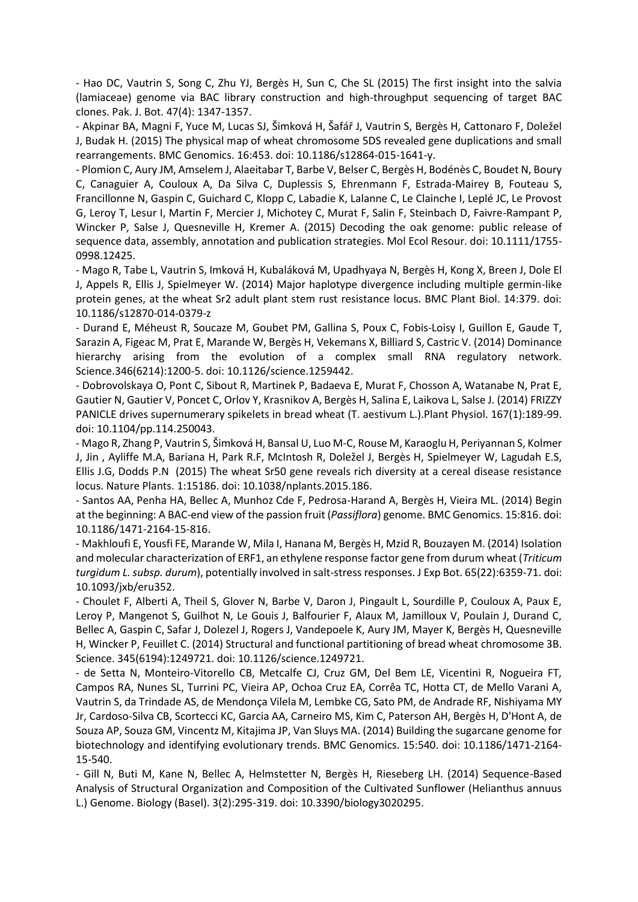- Hao DC, Vautrin S, Song C, Zhu YJ, Bergès H, Sun C, Che SL (2015) The first insight into the salvia (lamiaceae) genome via BAC library construction and high-throughput sequencing of target BAC clones. Pak. J. Bot. 47(4): 1347-1357.

- Akpinar BA, Magni F, Yuce M, Lucas SJ, Šimková H, Šafář J, Vautrin S, Bergès H, Cattonaro F, Doležel J, Budak H. (2015) The physical map of wheat chromosome 5DS revealed gene duplications and small rearrangements. BMC Genomics. 16:453. doi: 10.1186/s12864-015-1641-y.

- Plomion C, Aury JM, Amselem J, Alaeitabar T, Barbe V, Belser C, Bergès H, Bodénès C, Boudet N, Boury C, Canaguier A, Couloux A, Da Silva C, Duplessis S, Ehrenmann F, Estrada-Mairey B, Fouteau S, Francillonne N, Gaspin C, Guichard C, Klopp C, Labadie K, Lalanne C, Le Clainche I, Leplé JC, Le Provost G, Leroy T, Lesur I, Martin F, Mercier J, Michotey C, Murat F, Salin F, Steinbach D, Faivre-Rampant P, Wincker P, Salse J, Quesneville H, Kremer A. (2015) Decoding the oak genome: public release of sequence data, assembly, annotation and publication strategies. Mol Ecol Resour. doi: 10.1111/1755-0998.12425.

- Mago R, Tabe L, Vautrin S, Imková H, Kubaláková M, Upadhyaya N, Bergès H, Kong X, Breen J, Dole El J, Appels R, Ellis J, Spielmeyer W. (2014) Major haplotype divergence including multiple germin-like protein genes, at the wheat Sr2 adult plant stem rust resistance locus. BMC Plant Biol. 14:379. doi: 10.1186/s12870-014-0379-z

- Durand E, Méheust R, Soucaze M, Goubet PM, Gallina S, Poux C, Fobis-Loisy I, Guillon E, Gaude T, Sarazin A, Figeac M, Prat E, Marande W, Bergès H, Vekemans X, Billiard S, Castric V. (2014) Dominance hierarchy arising from the evolution of a complex small RNA regulatory network. Science.346(6214):1200-5. doi: 10.1126/science.1259442.

- Dobrovolskaya O, Pont C, Sibout R, Martinek P, Badaeva E, Murat F, Chosson A, Watanabe N, Prat E, Gautier N, Gautier V, Poncet C, Orlov Y, Krasnikov A, Bergès H, Salina E, Laikova L, Salse J. (2014) FRIZZY PANICLE drives supernumerary spikelets in bread wheat (T. aestivum L.).Plant Physiol. 167(1):189-99. doi: 10.1104/pp.114.250043.

- Mago R, Zhang P, Vautrin S, Šimková H, Bansal U, Luo M-C, Rouse M, Karaoglu H, Periyannan S, Kolmer J, Jin , Ayliffe M.A, Bariana H, Park R.F, McIntosh R, Doležel J, Bergès H, Spielmeyer W, Lagudah E.S, Ellis J.G, Dodds P.N (2015) The wheat Sr50 gene reveals rich diversity at a cereal disease resistance locus. Nature Plants. 1:15186. doi: 10.1038/nplants.2015.186.

- Santos AA, Penha HA, Bellec A, Munhoz Cde F, Pedrosa-Harand A, Bergès H, Vieira ML. (2014) Begin at the beginning: A BAC-end view of the passion fruit (*Passiflora*) genome. BMC Genomics. 15:816. doi: 10.1186/1471-2164-15-816.

- Makhloufi E, Yousfi FE, Marande W, Mila I, Hanana M, Bergès H, Mzid R, Bouzayen M. (2014) Isolation and molecular characterization of ERF1, an ethylene response factor gene from durum wheat (*Triticum turgidum L. subsp. durum*), potentially involved in salt-stress responses. J Exp Bot. 65(22):6359-71. doi: 10.1093/jxb/eru352.

- Choulet F, Alberti A, Theil S, Glover N, Barbe V, Daron J, Pingault L, Sourdille P, Couloux A, Paux E, Leroy P, Mangenot S, Guilhot N, Le Gouis J, Balfourier F, Alaux M, Jamilloux V, Poulain J, Durand C, Bellec A, Gaspin C, Safar J, Dolezel J, Rogers J, Vandepoele K, Aury JM, Mayer K, Bergès H, Quesneville H, Wincker P, Feuillet C. (2014) Structural and functional partitioning of bread wheat chromosome 3B. Science. 345(6194):1249721. doi: 10.1126/science.1249721.

- de Setta N, Monteiro-Vitorello CB, Metcalfe CJ, Cruz GM, Del Bem LE, Vicentini R, Nogueira FT, Campos RA, Nunes SL, Turrini PC, Vieira AP, Ochoa Cruz EA, Corrêa TC, Hotta CT, de Mello Varani A, Vautrin S, da Trindade AS, de Mendonça Vilela M, Lembke CG, Sato PM, de Andrade RF, Nishiyama MY Jr, Cardoso-Silva CB, Scortecci KC, Garcia AA, Carneiro MS, Kim C, Paterson AH, Bergès H, D'Hont A, de Souza AP, Souza GM, Vincentz M, Kitajima JP, Van Sluys MA. (2014) Building the sugarcane genome for biotechnology and identifying evolutionary trends. BMC Genomics. 15:540. doi: 10.1186/1471-2164-15-540.

- Gill N, Buti M, Kane N, Bellec A, Helmstetter N, Bergès H, Rieseberg LH. (2014) Sequence-Based Analysis of Structural Organization and Composition of the Cultivated Sunflower (Helianthus annuus L.) Genome. Biology (Basel). 3(2):295-319. doi: 10.3390/biology3020295.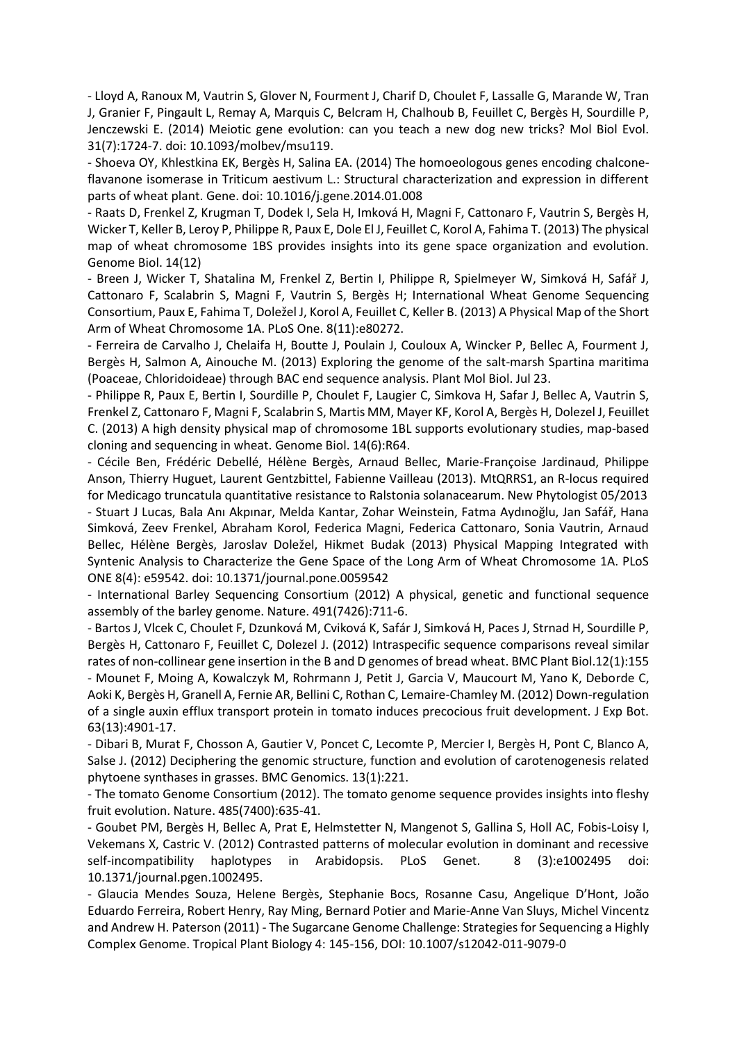- Lloyd A, Ranoux M, Vautrin S, Glover N, Fourment J, Charif D, Choulet F, Lassalle G, Marande W, Tran J, Granier F, Pingault L, Remay A, Marquis C, Belcram H, Chalhoub B, Feuillet C, Bergès H, Sourdille P, Jenczewski E. (2014) Meiotic gene evolution: can you teach a new dog new tricks? Mol Biol Evol. 31(7):1724-7. doi: 10.1093/molbev/msu119.

- Shoeva OY, Khlestkina EK, Bergès H, Salina EA. (2014) The homoeologous genes encoding chalcone-flavanone isomerase in Triticum aestivum L.: Structural characterization and expression in different parts of wheat plant. Gene. doi: 10.1016/j.gene.2014.01.008

- Raats D, Frenkel Z, Krugman T, Dodek I, Sela H, Imková H, Magni F, Cattonaro F, Vautrin S, Bergès H, Wicker T, Keller B, Leroy P, Philippe R, Paux E, Dole El J, Feuillet C, Korol A, Fahima T. (2013) The physical map of wheat chromosome 1BS provides insights into its gene space organization and evolution. Genome Biol. 14(12)

- Breen J, Wicker T, Shatalina M, Frenkel Z, Bertin I, Philippe R, Spielmeyer W, Simková H, Safář J, Cattonaro F, Scalabrin S, Magni F, Vautrin S, Bergès H; International Wheat Genome Sequencing Consortium, Paux E, Fahima T, Doležel J, Korol A, Feuillet C, Keller B. (2013) A Physical Map of the Short Arm of Wheat Chromosome 1A. PLoS One. 8(11):e80272.

- Ferreira de Carvalho J, Chelaifa H, Boutte J, Poulain J, Couloux A, Wincker P, Bellec A, Fourment J, Bergès H, Salmon A, Ainouche M. (2013) Exploring the genome of the salt-marsh Spartina maritima (Poaceae, Chloridoideae) through BAC end sequence analysis. Plant Mol Biol. Jul 23.

- Philippe R, Paux E, Bertin I, Sourdille P, Choulet F, Laugier C, Simkova H, Safar J, Bellec A, Vautrin S, Frenkel Z, Cattonaro F, Magni F, Scalabrin S, Martis MM, Mayer KF, Korol A, Bergès H, Dolezel J, Feuillet C. (2013) A high density physical map of chromosome 1BL supports evolutionary studies, map-based cloning and sequencing in wheat. Genome Biol. 14(6):R64.

- Cécile Ben, Frédéric Debellé, Hélène Bergès, Arnaud Bellec, Marie-Françoise Jardinaud, Philippe Anson, Thierry Huguet, Laurent Gentzbittel, Fabienne Vailleau (2013). MtQRRS1, an R-locus required for Medicago truncatula quantitative resistance to Ralstonia solanacearum. New Phytologist 05/2013

- Stuart J Lucas, Bala Anı Akpınar, Melda Kantar, Zohar Weinstein, Fatma Aydınoğlu, Jan Safář, Hana Simková, Zeev Frenkel, Abraham Korol, Federica Magni, Federica Cattonaro, Sonia Vautrin, Arnaud Bellec, Hélène Bergès, Jaroslav Doležel, Hikmet Budak (2013) Physical Mapping Integrated with Syntenic Analysis to Characterize the Gene Space of the Long Arm of Wheat Chromosome 1A. PLoS ONE 8(4): e59542. doi: 10.1371/journal.pone.0059542

- International Barley Sequencing Consortium (2012) A physical, genetic and functional sequence assembly of the barley genome. Nature. 491(7426):711-6.

- Bartos J, Vlcek C, Choulet F, Dzunková M, Cviková K, Safár J, Simková H, Paces J, Strnad H, Sourdille P, Bergès H, Cattonaro F, Feuillet C, Dolezel J. (2012) Intraspecific sequence comparisons reveal similar rates of non-collinear gene insertion in the B and D genomes of bread wheat. BMC Plant Biol.12(1):155

- Mounet F, Moing A, Kowalczyk M, Rohrmann J, Petit J, Garcia V, Maucourt M, Yano K, Deborde C, Aoki K, Bergès H, Granell A, Fernie AR, Bellini C, Rothan C, Lemaire-Chamley M. (2012) Down-regulation of a single auxin efflux transport protein in tomato induces precocious fruit development. J Exp Bot. 63(13):4901-17.

- Dibari B, Murat F, Chosson A, Gautier V, Poncet C, Lecomte P, Mercier I, Bergès H, Pont C, Blanco A, Salse J. (2012) Deciphering the genomic structure, function and evolution of carotenogenesis related phytoene synthases in grasses. BMC Genomics. 13(1):221.

- The tomato Genome Consortium (2012). The tomato genome sequence provides insights into fleshy fruit evolution. Nature. 485(7400):635-41.

- Goubet PM, Bergès H, Bellec A, Prat E, Helmstetter N, Mangenot S, Gallina S, Holl AC, Fobis-Loisy I, Vekemans X, Castric V. (2012) Contrasted patterns of molecular evolution in dominant and recessive self-incompatibility haplotypes in Arabidopsis. PLoS Genet. 8 (3):e1002495 doi: 10.1371/journal.pgen.1002495.

- Glaucia Mendes Souza, Helene Bergès, Stephanie Bocs, Rosanne Casu, Angelique D'Hont, João Eduardo Ferreira, Robert Henry, Ray Ming, Bernard Potier and Marie-Anne Van Sluys, Michel Vincentz and Andrew H. Paterson (2011) - The Sugarcane Genome Challenge: Strategies for Sequencing a Highly Complex Genome. Tropical Plant Biology 4: 145-156, DOI: 10.1007/s12042-011-9079-0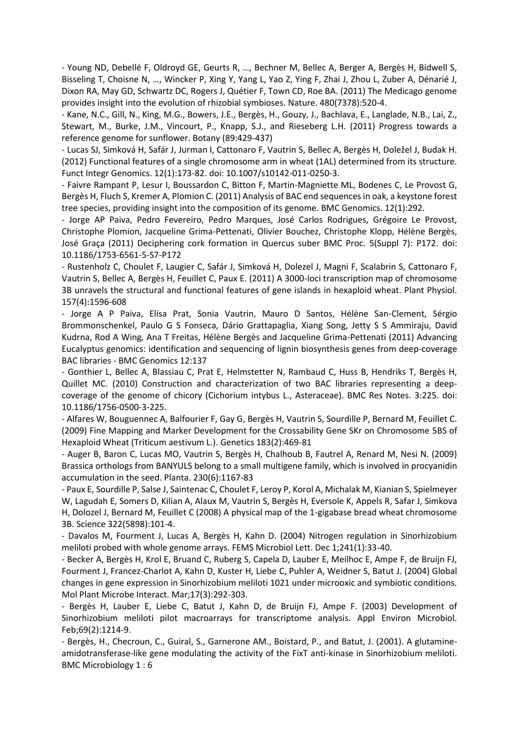- Young ND, Debellé F, Oldroyd GE, Geurts R, …, Bechner M, Bellec A, Berger A, Bergès H, Bidwell S, Bisseling T, Choisne N, …, Wincker P, Xing Y, Yang L, Yao Z, Ying F, Zhai J, Zhou L, Zuber A, Dénarié J, Dixon RA, May GD, Schwartz DC, Rogers J, Quétier F, Town CD, Roe BA. (2011) The Medicago genome provides insight into the evolution of rhizobial symbioses. Nature. 480(7378):520-4.

- Kane, N.C., Gill, N., King, M.G., Bowers, J.E., Bergès, H., Gouzy, J., Bachlava, E., Langlade, N.B., Lai, Z., Stewart, M., Burke, J.M., Vincourt, P., Knapp, S.J., and Rieseberg L.H. (2011) Progress towards a reference genome for sunflower. Botany (89:429-437)

- Lucas SJ, Simková H, Safár J, Jurman I, Cattonaro F, Vautrin S, Bellec A, Bergès H, Doležel J, Budak H. (2012) Functional features of a single chromosome arm in wheat (1AL) determined from its structure. Funct Integr Genomics. 12(1):173-82. doi: 10.1007/s10142-011-0250-3.

- Faivre Rampant P, Lesur I, Boussardon C, Bitton F, Martin-Magniette ML, Bodenes C, Le Provost G, Bergès H, Fluch S, Kremer A, Plomion C. (2011) Analysis of BAC end sequences in oak, a keystone forest tree species, providing insight into the composition of its genome. BMC Genomics. 12(1):292.

- Jorge AP Paiva, Pedro Fevereiro, Pedro Marques, José Carlos Rodrigues, Grégoire Le Provost, Christophe Plomion, Jacqueline Grima-Pettenati, Olivier Bouchez, Christophe Klopp, Hélène Bergès, José Graça (2011) Deciphering cork formation in Quercus suber BMC Proc. 5(Suppl 7): P172. doi: 10.1186/1753-6561-5-S7-P172

- Rustenholz C, Choulet F, Laugier C, Safár J, Simková H, Dolezel J, Magni F, Scalabrin S, Cattonaro F, Vautrin S, Bellec A, Bergès H, Feuillet C, Paux E. (2011) A 3000-loci transcription map of chromosome 3B unravels the structural and functional features of gene islands in hexaploid wheat. Plant Physiol. 157(4):1596-608

- Jorge A P Paiva, Elisa Prat, Sonia Vautrin, Mauro D Santos, Hélène San-Clement, Sérgio Brommonschenkel, Paulo G S Fonseca, Dário Grattapaglia, Xiang Song, Jetty S S Ammiraju, David Kudrna, Rod A Wing, Ana T Freitas, Hélène Bergès and Jacqueline Grima-Pettenati (2011) Advancing Eucalyptus genomics: identification and sequencing of lignin biosynthesis genes from deep-coverage BAC libraries - BMC Genomics 12:137

- Gonthier L, Bellec A, Blassiau C, Prat E, Helmstetter N, Rambaud C, Huss B, Hendriks T, Bergès H, Quillet MC. (2010) Construction and characterization of two BAC libraries representing a deep-coverage of the genome of chicory (Cichorium intybus L., Asteraceae). BMC Res Notes. 3:225. doi: 10.1186/1756-0500-3-225.

- Alfares W, Bouguennec A, Balfourier F, Gay G, Bergès H, Vautrin S, Sourdille P, Bernard M, Feuillet C. (2009) Fine Mapping and Marker Development for the Crossability Gene SKr on Chromosome 5BS of Hexaploid Wheat (Triticum aestivum L.). Genetics 183(2):469-81

- Auger B, Baron C, Lucas MO, Vautrin S, Bergès H, Chalhoub B, Fautrel A, Renard M, Nesi N. (2009) Brassica orthologs from BANYULS belong to a small multigene family, which is involved in procyanidin accumulation in the seed. Planta. 230(6):1167-83

- Paux E, Sourdille P, Salse J, Saintenac C, Choulet F, Leroy P, Korol A, Michalak M, Kianian S, Spielmeyer W, Lagudah E, Somers D, Kilian A, Alaux M, Vautrin S, Bergès H, Eversole K, Appels R, Safar J, Simkova H, Dolozel J, Bernard M, Feuillet C (2008) A physical map of the 1-gigabase bread wheat chromosome 3B. Science 322(5898):101-4.

- Davalos M, Fourment J, Lucas A, Bergès H, Kahn D. (2004) Nitrogen regulation in Sinorhizobium meliloti probed with whole genome arrays. FEMS Microbiol Lett. Dec 1;241(1):33-40.

- Becker A, Bergès H, Krol E, Bruand C, Ruberg S, Capela D, Lauber E, Meilhoc E, Ampe F, de Bruijn FJ, Fourment J, Francez-Charlot A, Kahn D, Kuster H, Liebe C, Puhler A, Weidner S, Batut J. (2004) Global changes in gene expression in Sinorhizobium meliloti 1021 under microoxic and symbiotic conditions. Mol Plant Microbe Interact. Mar;17(3):292-303.

- Bergès H, Lauber E, Liebe C, Batut J, Kahn D, de Bruijn FJ, Ampe F. (2003) Development of Sinorhizobium meliloti pilot macroarrays for transcriptome analysis. Appl Environ Microbiol. Feb;69(2):1214-9.

- Bergès, H., Checroun, C., Guiral, S., Garnerone AM., Boistard, P., and Batut, J. (2001). A glutamine-amidotransferase-like gene modulating the activity of the FixT anti-kinase in Sinorhizobium meliloti. BMC Microbiology 1 : 6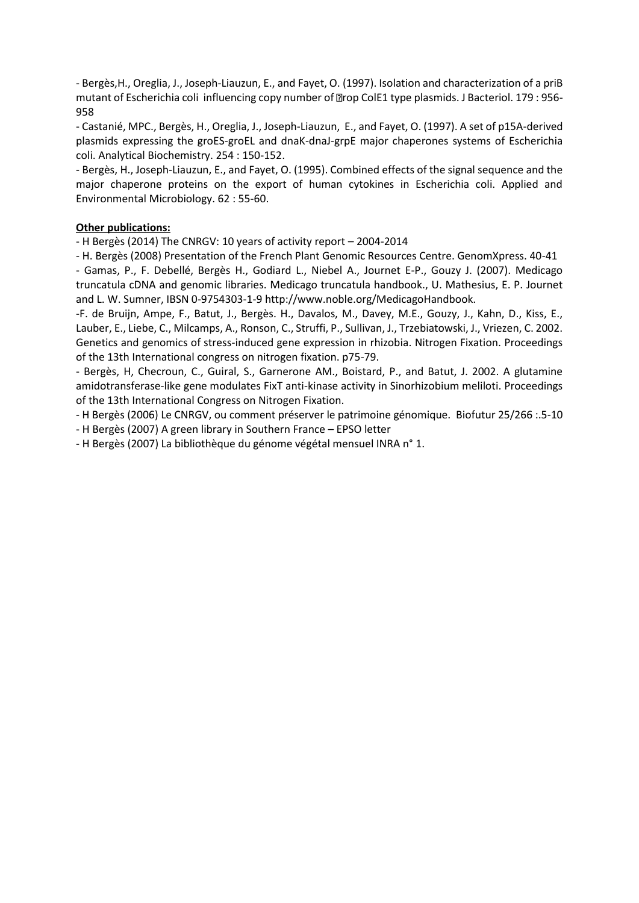- Bergès,H., Oreglia, J., Joseph-Liauzun, E., and Fayet, O. (1997). Isolation and characterization of a priB mutant of Escherichia coli influencing copy number of rop ColE1 type plasmids. J Bacteriol. 179 : 956-958

- Castanié, MPC., Bergès, H., Oreglia, J., Joseph-Liauzun, E., and Fayet, O. (1997). A set of p15A-derived plasmids expressing the groES-groEL and dnaK-dnaJ-grpE major chaperones systems of Escherichia coli. Analytical Biochemistry. 254 : 150-152.

- Bergès, H., Joseph-Liauzun, E., and Fayet, O. (1995). Combined effects of the signal sequence and the major chaperone proteins on the export of human cytokines in Escherichia coli. Applied and Environmental Microbiology. 62 : 55-60.

**Other publications:**

- H Bergès (2014) The CNRGV: 10 years of activity report – 2004-2014
- H. Bergès (2008) Presentation of the French Plant Genomic Resources Centre. GenomXpress. 40-41
- Gamas, P., F. Debellé, Bergès H., Godiard L., Niebel A., Journet E-P., Gouzy J. (2007). Medicago truncatula cDNA and genomic libraries. Medicago truncatula handbook., U. Mathesius, E. P. Journet and L. W. Sumner, IBSN 0-9754303-1-9 http://www.noble.org/MedicagoHandbook.
- F. de Bruijn, Ampe, F., Batut, J., Bergès. H., Davalos, M., Davey, M.E., Gouzy, J., Kahn, D., Kiss, E., Lauber, E., Liebe, C., Milcamps, A., Ronson, C., Struffi, P., Sullivan, J., Trzebiatowski, J., Vriezen, C. 2002. Genetics and genomics of stress-induced gene expression in rhizobia. Nitrogen Fixation. Proceedings of the 13th International congress on nitrogen fixation. p75-79.
- Bergès, H, Checroun, C., Guiral, S., Garnerone AM., Boistard, P., and Batut, J. 2002. A glutamine amidotransferase-like gene modulates FixT anti-kinase activity in Sinorhizobium meliloti. Proceedings of the 13th International Congress on Nitrogen Fixation.
- H Bergès (2006) Le CNRGV, ou comment préserver le patrimoine génomique. Biofutur 25/266 :.5-10
- H Bergès (2007) A green library in Southern France – EPSO letter
- H Bergès (2007) La bibliothèque du génome végétal mensuel INRA n° 1.